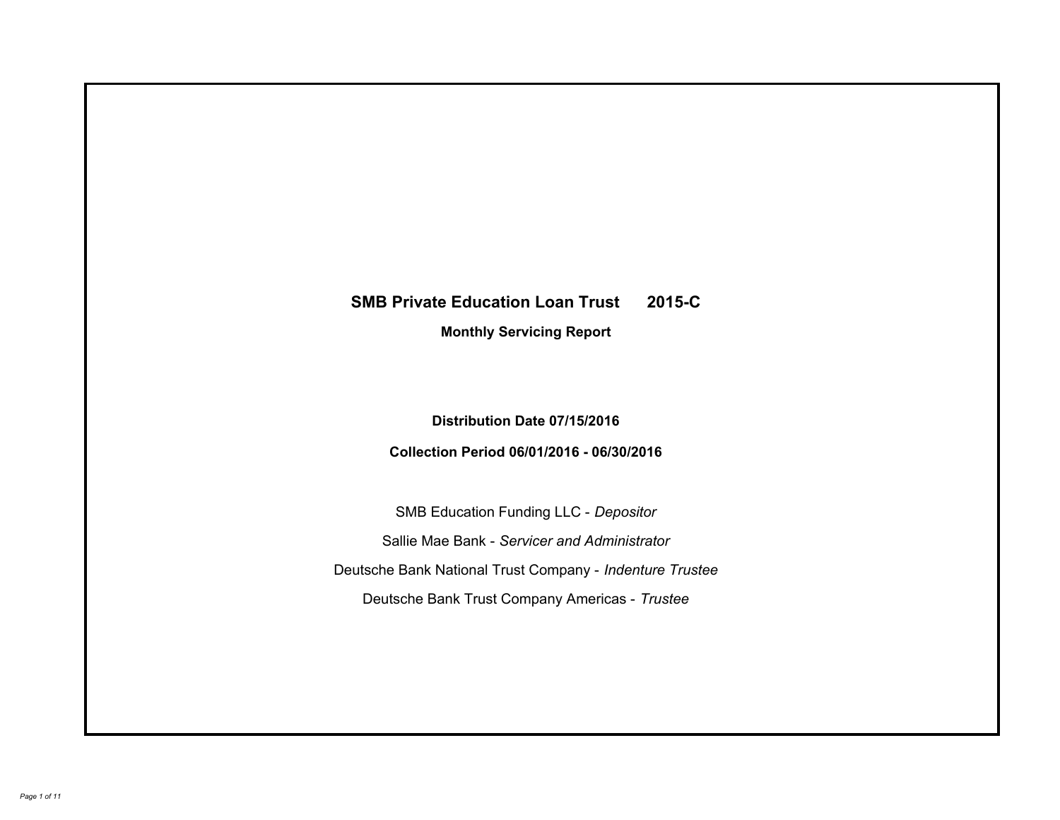# SMB Private Education Loan Trust 2015-C

## Monthly Servicing Report

**Distribution Date 07/15/2016**

**Collection Period 06/01/2016 - 06/30/2016**

SMB Education Funding LLC - *Depositor*

Sallie Mae Bank - *Servicer and Administrator*

Deutsche Bank National Trust Company - *Indenture Trustee*

Deutsche Bank Trust Company Americas - *Trustee*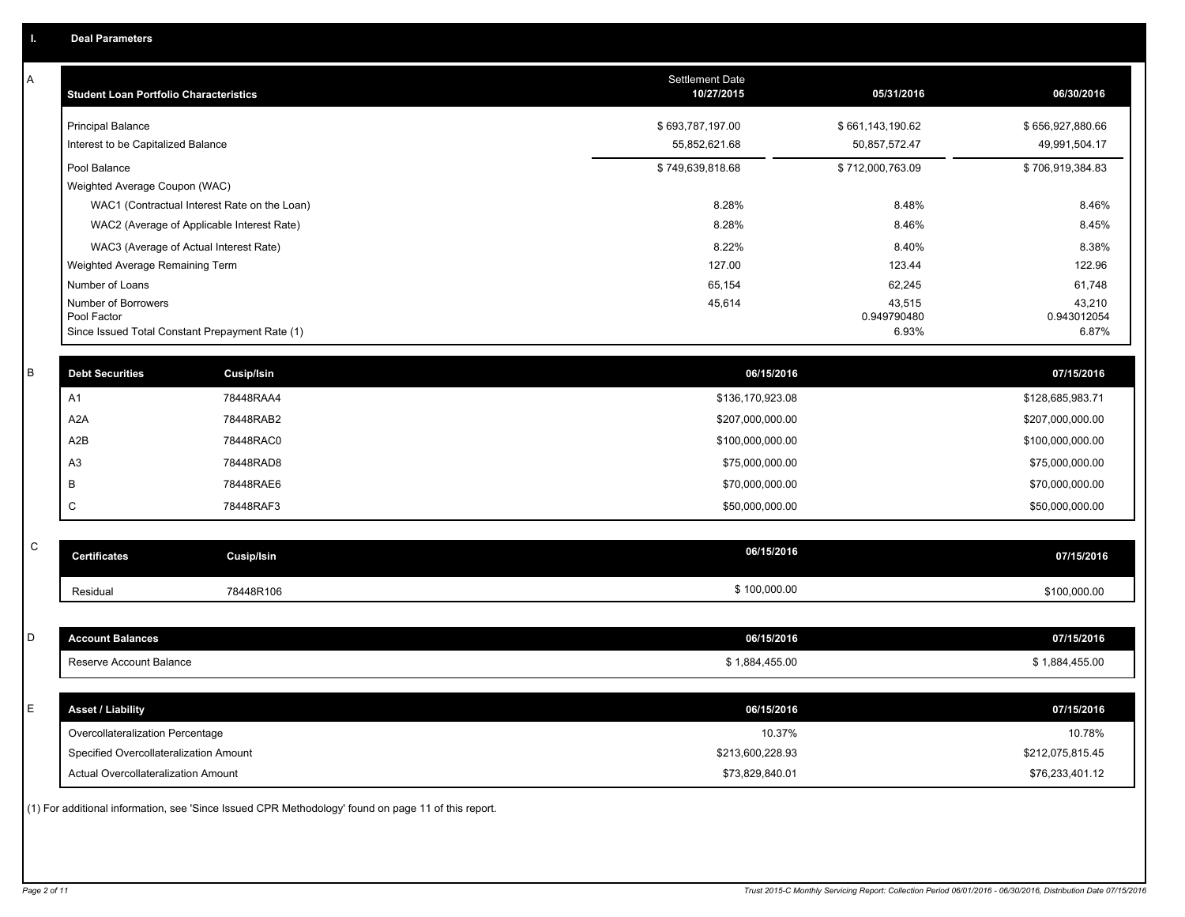## I. Deal Parameters

### A

| Student Loan Portfolio Characteristics | Settlement Date 10/27/2015 | 05/31/2016 | 06/30/2016 |
|---|---|---|---|
| Principal Balance | $ 693,787,197.00 | $ 661,143,190.62 | $ 656,927,880.66 |
| Interest to be Capitalized Balance | 55,852,621.68 | 50,857,572.47 | 49,991,504.17 |
| Pool Balance | $ 749,639,818.68 | $ 712,000,763.09 | $ 706,919,384.83 |
| Weighted Average Coupon (WAC) | | | |
| WAC1 (Contractual Interest Rate on the Loan) | 8.28% | 8.48% | 8.46% |
| WAC2 (Average of Applicable Interest Rate) | 8.28% | 8.46% | 8.45% |
| WAC3 (Average of Actual Interest Rate) | 8.22% | 8.40% | 8.38% |
| Weighted Average Remaining Term | 127.00 | 123.44 | 122.96 |
| Number of Loans | 65,154 | 62,245 | 61,748 |
| Number of Borrowers | 45,614 | 43,515 | 43,210 |
| Pool Factor | | 0.949790480 | 0.943012054 |
| Since Issued Total Constant Prepayment Rate (1) | | 6.93% | 6.87% |

### B

| Debt Securities | Cusip/Isin | 06/15/2016 | 07/15/2016 |
|---|---|---|---|
| A1 | 78448RAA4 | $136,170,923.08 | $128,685,983.71 |
| A2A | 78448RAB2 | $207,000,000.00 | $207,000,000.00 |
| A2B | 78448RAC0 | $100,000,000.00 | $100,000,000.00 |
| A3 | 78448RAD8 | $75,000,000.00 | $75,000,000.00 |
| B | 78448RAE6 | $70,000,000.00 | $70,000,000.00 |
| C | 78448RAF3 | $50,000,000.00 | $50,000,000.00 |

### C

| Certificates | Cusip/Isin | 06/15/2016 | 07/15/2016 |
|---|---|---|---|
| Residual | 78448R106 | $ 100,000.00 | $100,000.00 |

### D

| Account Balances | 06/15/2016 | 07/15/2016 |
|---|---|---|
| Reserve Account Balance | $ 1,884,455.00 | $ 1,884,455.00 |

### E

| Asset / Liability | 06/15/2016 | 07/15/2016 |
|---|---|---|
| Overcollateralization Percentage | 10.37% | 10.78% |
| Specified Overcollateralization Amount | $213,600,228.93 | $212,075,815.45 |
| Actual Overcollateralization Amount | $73,829,840.01 | $76,233,401.12 |

(1) For additional information, see 'Since Issued CPR Methodology' found on page 11 of this report.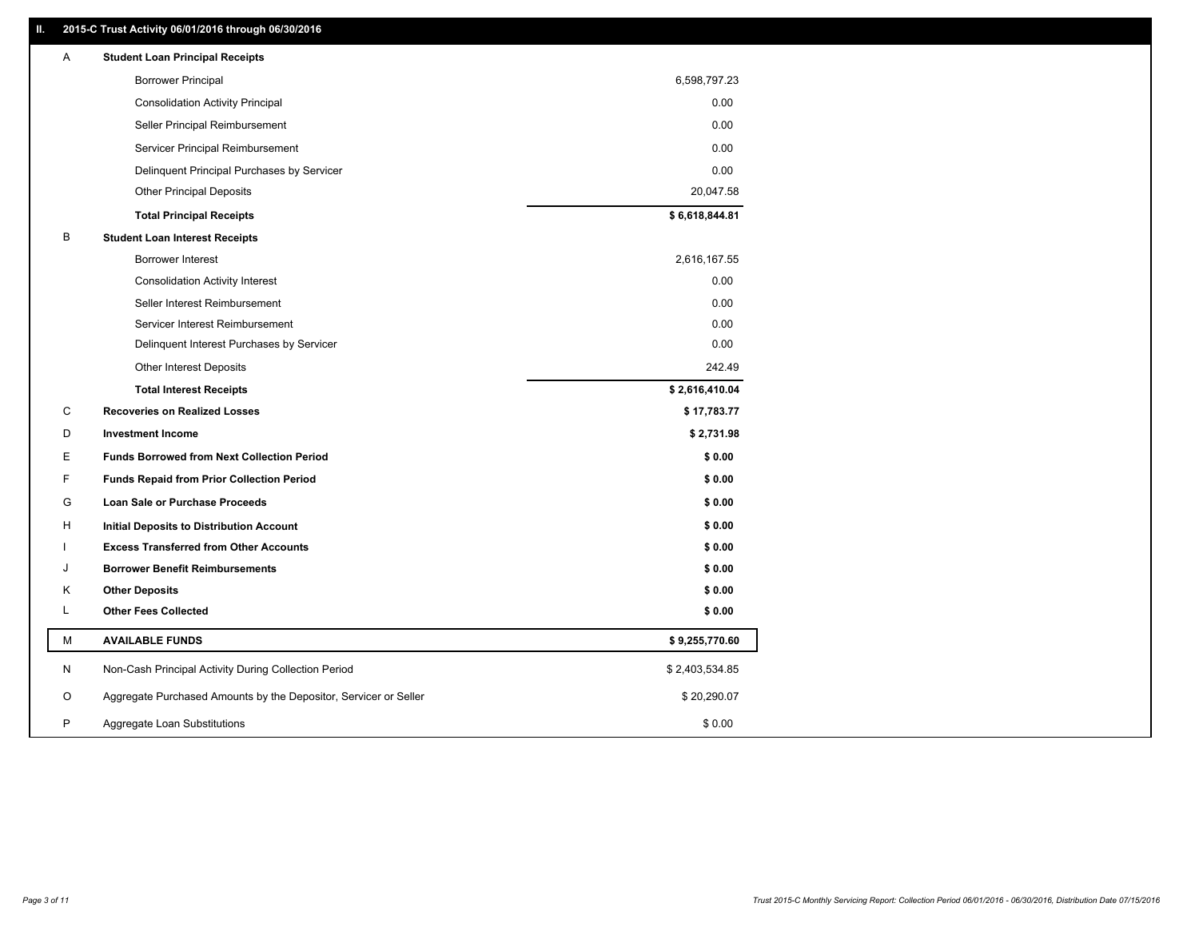## II. 2015-C Trust Activity 06/01/2016 through 06/30/2016

| | | |
|---|---|---|
| A | **Student Loan Principal Receipts** | |
| | Borrower Principal | 6,598,797.23 |
| | Consolidation Activity Principal | 0.00 |
| | Seller Principal Reimbursement | 0.00 |
| | Servicer Principal Reimbursement | 0.00 |
| | Delinquent Principal Purchases by Servicer | 0.00 |
| | Other Principal Deposits | 20,047.58 |
| | **Total Principal Receipts** | **$ 6,618,844.81** |
| B | **Student Loan Interest Receipts** | |
| | Borrower Interest | 2,616,167.55 |
| | Consolidation Activity Interest | 0.00 |
| | Seller Interest Reimbursement | 0.00 |
| | Servicer Interest Reimbursement | 0.00 |
| | Delinquent Interest Purchases by Servicer | 0.00 |
| | Other Interest Deposits | 242.49 |
| | **Total Interest Receipts** | **$ 2,616,410.04** |
| C | **Recoveries on Realized Losses** | **$ 17,783.77** |
| D | **Investment Income** | **$ 2,731.98** |
| E | **Funds Borrowed from Next Collection Period** | **$ 0.00** |
| F | **Funds Repaid from Prior Collection Period** | **$ 0.00** |
| G | **Loan Sale or Purchase Proceeds** | **$ 0.00** |
| H | **Initial Deposits to Distribution Account** | **$ 0.00** |
| I | **Excess Transferred from Other Accounts** | **$ 0.00** |
| J | **Borrower Benefit Reimbursements** | **$ 0.00** |
| K | **Other Deposits** | **$ 0.00** |
| L | **Other Fees Collected** | **$ 0.00** |
| M | **AVAILABLE FUNDS** | **$ 9,255,770.60** |
| N | Non-Cash Principal Activity During Collection Period | $ 2,403,534.85 |
| O | Aggregate Purchased Amounts by the Depositor, Servicer or Seller | $ 20,290.07 |
| P | Aggregate Loan Substitutions | $ 0.00 |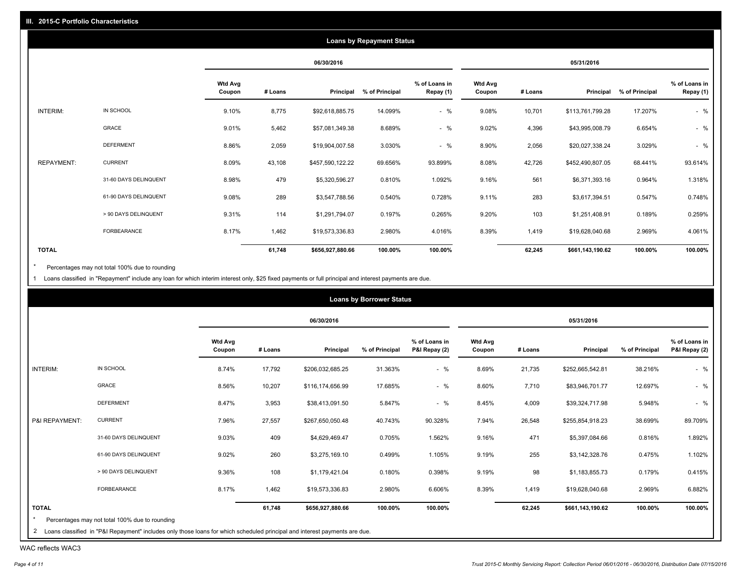## III. 2015-C Portfolio Characteristics

### Loans by Repayment Status

| | | 06/30/2016 | | | | | 05/31/2016 | | | | |
|---|---|---|---|---|---|---|---|---|---|---|---|
| | | Wtd Avg Coupon | # Loans | Principal | % of Principal | % of Loans in Repay (1) | Wtd Avg Coupon | # Loans | Principal | % of Principal | % of Loans in Repay (1) |
| INTERIM: | IN SCHOOL | 9.10% | 8,775 | $92,618,885.75 | 14.099% | - % | 9.08% | 10,701 | $113,761,799.28 | 17.207% | - % |
| | GRACE | 9.01% | 5,462 | $57,081,349.38 | 8.689% | - % | 9.02% | 4,396 | $43,995,008.79 | 6.654% | - % |
| | DEFERMENT | 8.86% | 2,059 | $19,904,007.58 | 3.030% | - % | 8.90% | 2,056 | $20,027,338.24 | 3.029% | - % |
| REPAYMENT: | CURRENT | 8.09% | 43,108 | $457,590,122.22 | 69.656% | 93.899% | 8.08% | 42,726 | $452,490,807.05 | 68.441% | 93.614% |
| | 31-60 DAYS DELINQUENT | 8.98% | 479 | $5,320,596.27 | 0.810% | 1.092% | 9.16% | 561 | $6,371,393.16 | 0.964% | 1.318% |
| | 61-90 DAYS DELINQUENT | 9.08% | 289 | $3,547,788.56 | 0.540% | 0.728% | 9.11% | 283 | $3,617,394.51 | 0.547% | 0.748% |
| | > 90 DAYS DELINQUENT | 9.31% | 114 | $1,291,794.07 | 0.197% | 0.265% | 9.20% | 103 | $1,251,408.91 | 0.189% | 0.259% |
| | FORBEARANCE | 8.17% | 1,462 | $19,573,336.83 | 2.980% | 4.016% | 8.39% | 1,419 | $19,628,040.68 | 2.969% | 4.061% |
| **TOTAL** | | | **61,748** | **$656,927,880.66** | **100.00%** | **100.00%** | | **62,245** | **$661,143,190.62** | **100.00%** | **100.00%** |

\* Percentages may not total 100% due to rounding

1 Loans classified in "Repayment" include any loan for which interim interest only, $25 fixed payments or full principal and interest payments are due.

### Loans by Borrower Status

| | | 06/30/2016 | | | | | 05/31/2016 | | | | |
|---|---|---|---|---|---|---|---|---|---|---|---|
| | | Wtd Avg Coupon | # Loans | Principal | % of Principal | % of Loans in P&I Repay (2) | Wtd Avg Coupon | # Loans | Principal | % of Principal | % of Loans in P&I Repay (2) |
| INTERIM: | IN SCHOOL | 8.74% | 17,792 | $206,032,685.25 | 31.363% | - % | 8.69% | 21,735 | $252,665,542.81 | 38.216% | - % |
| | GRACE | 8.56% | 10,207 | $116,174,656.99 | 17.685% | - % | 8.60% | 7,710 | $83,946,701.77 | 12.697% | - % |
| | DEFERMENT | 8.47% | 3,953 | $38,413,091.50 | 5.847% | - % | 8.45% | 4,009 | $39,324,717.98 | 5.948% | - % |
| P&I REPAYMENT: | CURRENT | 7.96% | 27,557 | $267,650,050.48 | 40.743% | 90.328% | 7.94% | 26,548 | $255,854,918.23 | 38.699% | 89.709% |
| | 31-60 DAYS DELINQUENT | 9.03% | 409 | $4,629,469.47 | 0.705% | 1.562% | 9.16% | 471 | $5,397,084.66 | 0.816% | 1.892% |
| | 61-90 DAYS DELINQUENT | 9.02% | 260 | $3,275,169.10 | 0.499% | 1.105% | 9.19% | 255 | $3,142,328.76 | 0.475% | 1.102% |
| | > 90 DAYS DELINQUENT | 9.36% | 108 | $1,179,421.04 | 0.180% | 0.398% | 9.19% | 98 | $1,183,855.73 | 0.179% | 0.415% |
| | FORBEARANCE | 8.17% | 1,462 | $19,573,336.83 | 2.980% | 6.606% | 8.39% | 1,419 | $19,628,040.68 | 2.969% | 6.882% |
| **TOTAL** | | | **61,748** | **$656,927,880.66** | **100.00%** | **100.00%** | | **62,245** | **$661,143,190.62** | **100.00%** | **100.00%** |

\* Percentages may not total 100% due to rounding

2 Loans classified in "P&I Repayment" includes only those loans for which scheduled principal and interest payments are due.

WAC reflects WAC3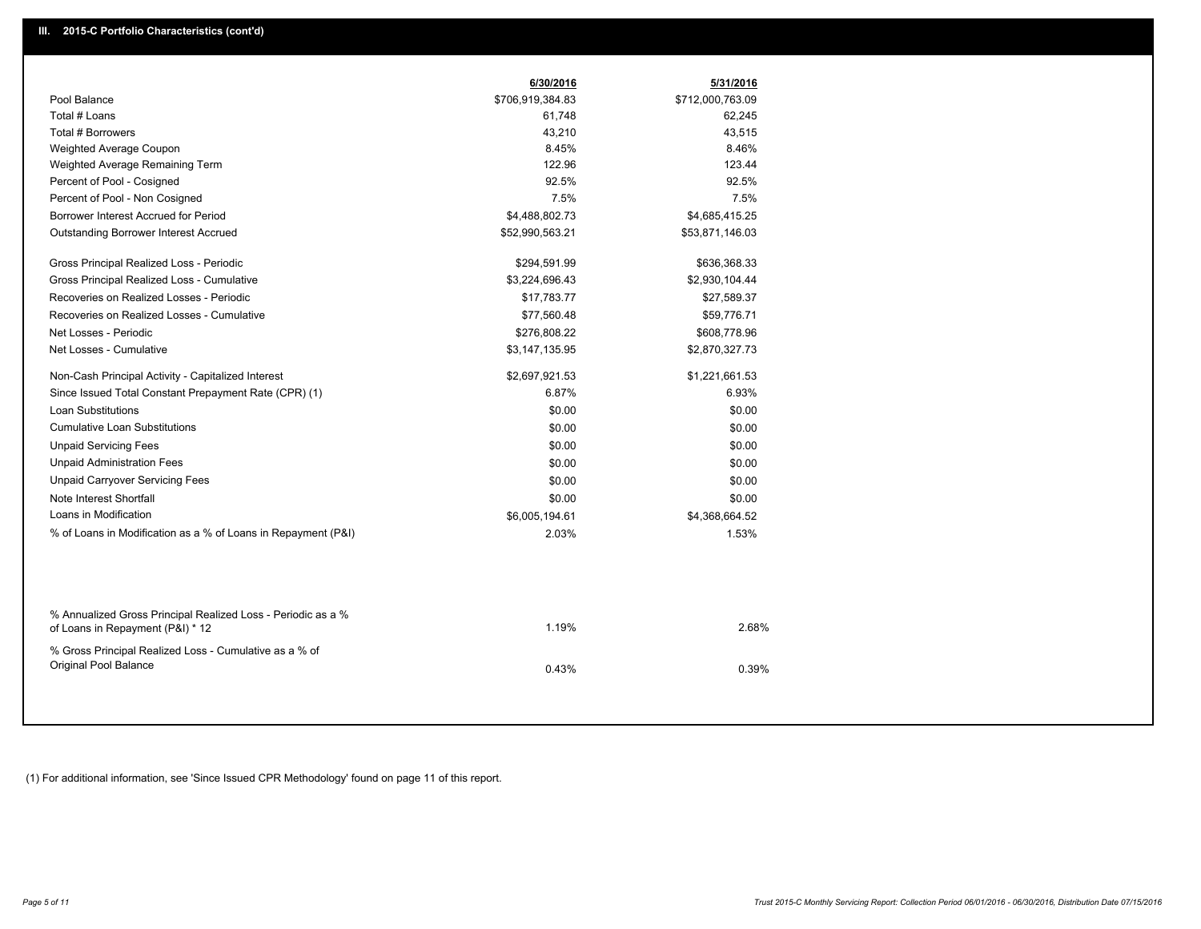## III. 2015-C Portfolio Characteristics (cont'd)

| | 6/30/2016 | 5/31/2016 |
|---|---|---|
| Pool Balance | $706,919,384.83 | $712,000,763.09 |
| Total # Loans | 61,748 | 62,245 |
| Total # Borrowers | 43,210 | 43,515 |
| Weighted Average Coupon | 8.45% | 8.46% |
| Weighted Average Remaining Term | 122.96 | 123.44 |
| Percent of Pool - Cosigned | 92.5% | 92.5% |
| Percent of Pool - Non Cosigned | 7.5% | 7.5% |
| Borrower Interest Accrued for Period | $4,488,802.73 | $4,685,415.25 |
| Outstanding Borrower Interest Accrued | $52,990,563.21 | $53,871,146.03 |
| Gross Principal Realized Loss - Periodic | $294,591.99 | $636,368.33 |
| Gross Principal Realized Loss - Cumulative | $3,224,696.43 | $2,930,104.44 |
| Recoveries on Realized Losses - Periodic | $17,783.77 | $27,589.37 |
| Recoveries on Realized Losses - Cumulative | $77,560.48 | $59,776.71 |
| Net Losses - Periodic | $276,808.22 | $608,778.96 |
| Net Losses - Cumulative | $3,147,135.95 | $2,870,327.73 |
| Non-Cash Principal Activity - Capitalized Interest | $2,697,921.53 | $1,221,661.53 |
| Since Issued Total Constant Prepayment Rate (CPR) (1) | 6.87% | 6.93% |
| Loan Substitutions | $0.00 | $0.00 |
| Cumulative Loan Substitutions | $0.00 | $0.00 |
| Unpaid Servicing Fees | $0.00 | $0.00 |
| Unpaid Administration Fees | $0.00 | $0.00 |
| Unpaid Carryover Servicing Fees | $0.00 | $0.00 |
| Note Interest Shortfall | $0.00 | $0.00 |
| Loans in Modification | $6,005,194.61 | $4,368,664.52 |
| % of Loans in Modification as a % of Loans in Repayment (P&I) | 2.03% | 1.53% |
| % Annualized Gross Principal Realized Loss - Periodic as a % of Loans in Repayment (P&I) * 12 | 1.19% | 2.68% |
| % Gross Principal Realized Loss - Cumulative as a % of Original Pool Balance | 0.43% | 0.39% |

(1) For additional information, see 'Since Issued CPR Methodology' found on page 11 of this report.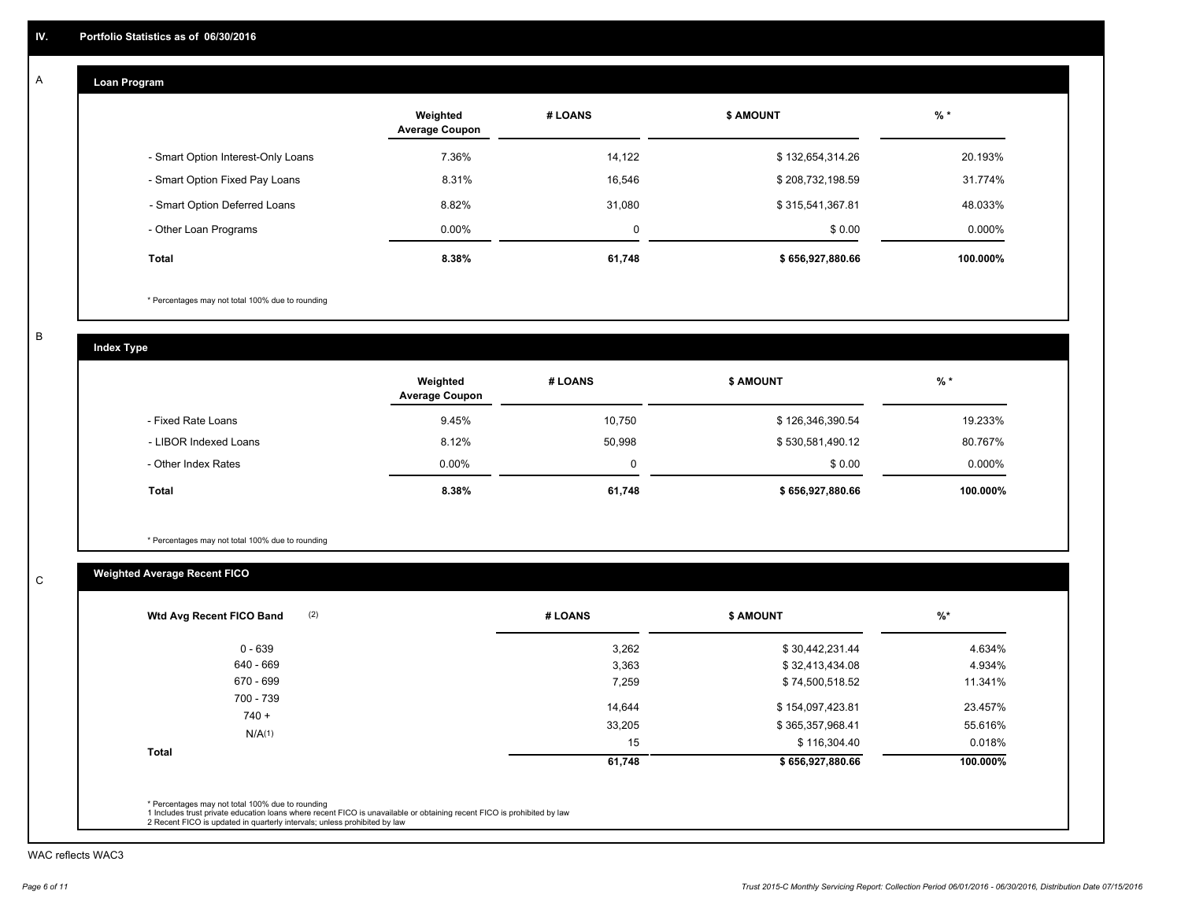## IV. Portfolio Statistics as of 06/30/2016

### A Loan Program

| | Weighted Average Coupon | # LOANS | $ AMOUNT | % * |
|---|---|---|---|---|
| - Smart Option Interest-Only Loans | 7.36% | 14,122 | $ 132,654,314.26 | 20.193% |
| - Smart Option Fixed Pay Loans | 8.31% | 16,546 | $ 208,732,198.59 | 31.774% |
| - Smart Option Deferred Loans | 8.82% | 31,080 | $ 315,541,367.81 | 48.033% |
| - Other Loan Programs | 0.00% | 0 | $ 0.00 | 0.000% |
| **Total** | **8.38%** | **61,748** | **$ 656,927,880.66** | **100.000%** |

\* Percentages may not total 100% due to rounding

### B Index Type

| | Weighted Average Coupon | # LOANS | $ AMOUNT | % * |
|---|---|---|---|---|
| - Fixed Rate Loans | 9.45% | 10,750 | $ 126,346,390.54 | 19.233% |
| - LIBOR Indexed Loans | 8.12% | 50,998 | $ 530,581,490.12 | 80.767% |
| - Other Index Rates | 0.00% | 0 | $ 0.00 | 0.000% |
| **Total** | **8.38%** | **61,748** | **$ 656,927,880.66** | **100.000%** |

\* Percentages may not total 100% due to rounding

### C Weighted Average Recent FICO

| Wtd Avg Recent FICO Band (2) | # LOANS | $ AMOUNT | %* |
|---|---|---|---|
| 0 - 639 | 3,262 | $ 30,442,231.44 | 4.634% |
| 640 - 669 | 3,363 | $ 32,413,434.08 | 4.934% |
| 670 - 699 | 7,259 | $ 74,500,518.52 | 11.341% |
| 700 - 739 | 14,644 | $ 154,097,423.81 | 23.457% |
| 740 + | 33,205 | $ 365,357,968.41 | 55.616% |
| N/A(1) | 15 | $ 116,304.40 | 0.018% |
| **Total** | **61,748** | **$ 656,927,880.66** | **100.000%** |

\* Percentages may not total 100% due to rounding
1 Includes trust private education loans where recent FICO is unavailable or obtaining recent FICO is prohibited by law
2 Recent FICO is updated in quarterly intervals; unless prohibited by law

WAC reflects WAC3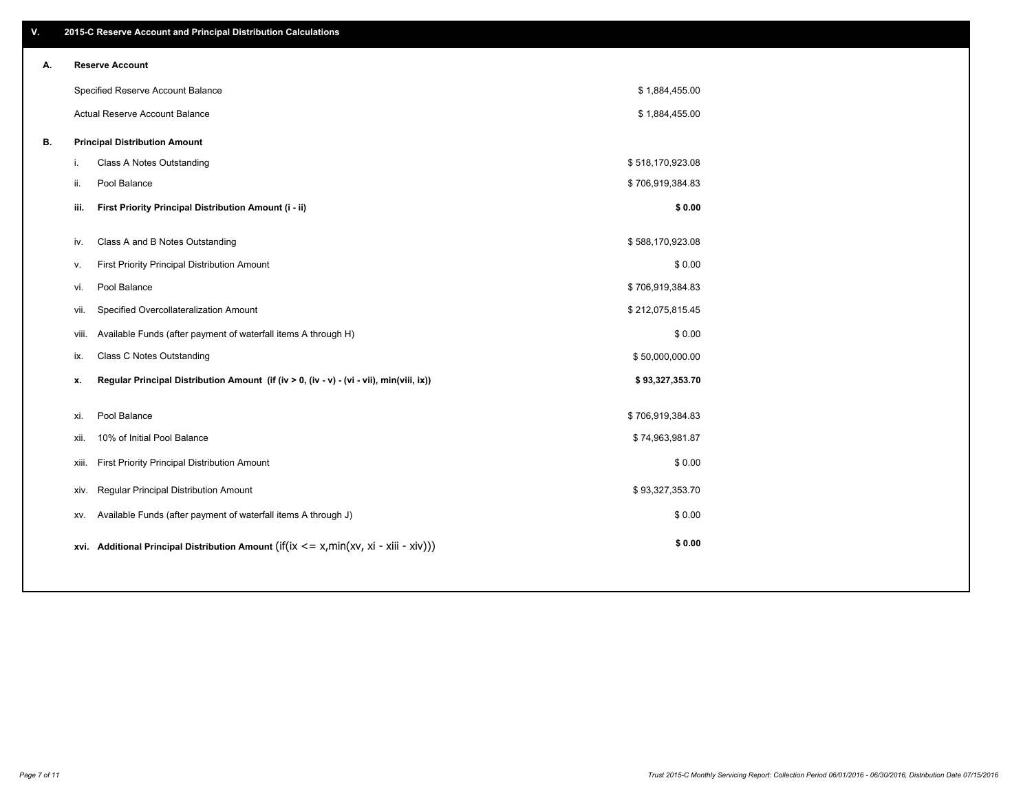## V. 2015-C Reserve Account and Principal Distribution Calculations

### A. Reserve Account

| | |
|---|---|
| Specified Reserve Account Balance | $ 1,884,455.00 |
| Actual Reserve Account Balance | $ 1,884,455.00 |

### B. Principal Distribution Amount

| | | |
|---|---|---|
| i. | Class A Notes Outstanding | $ 518,170,923.08 |
| ii. | Pool Balance | $ 706,919,384.83 |
| **iii.** | **First Priority Principal Distribution Amount (i - ii)** | **$ 0.00** |
| iv. | Class A and B Notes Outstanding | $ 588,170,923.08 |
| v. | First Priority Principal Distribution Amount | $ 0.00 |
| vi. | Pool Balance | $ 706,919,384.83 |
| vii. | Specified Overcollateralization Amount | $ 212,075,815.45 |
| viii. | Available Funds (after payment of waterfall items A through H) | $ 0.00 |
| ix. | Class C Notes Outstanding | $ 50,000,000.00 |
| **x.** | **Regular Principal Distribution Amount (if (iv > 0, (iv - v) - (vi - vii), min(viii, ix))** | **$ 93,327,353.70** |
| xi. | Pool Balance | $ 706,919,384.83 |
| xii. | 10% of Initial Pool Balance | $ 74,963,981.87 |
| xiii. | First Priority Principal Distribution Amount | $ 0.00 |
| xiv. | Regular Principal Distribution Amount | $ 93,327,353.70 |
| xv. | Available Funds (after payment of waterfall items A through J) | $ 0.00 |
| **xvi.** | **Additional Principal Distribution Amount** (if(ix <= x,min(xv, xi - xiii - xiv))) | **$ 0.00** |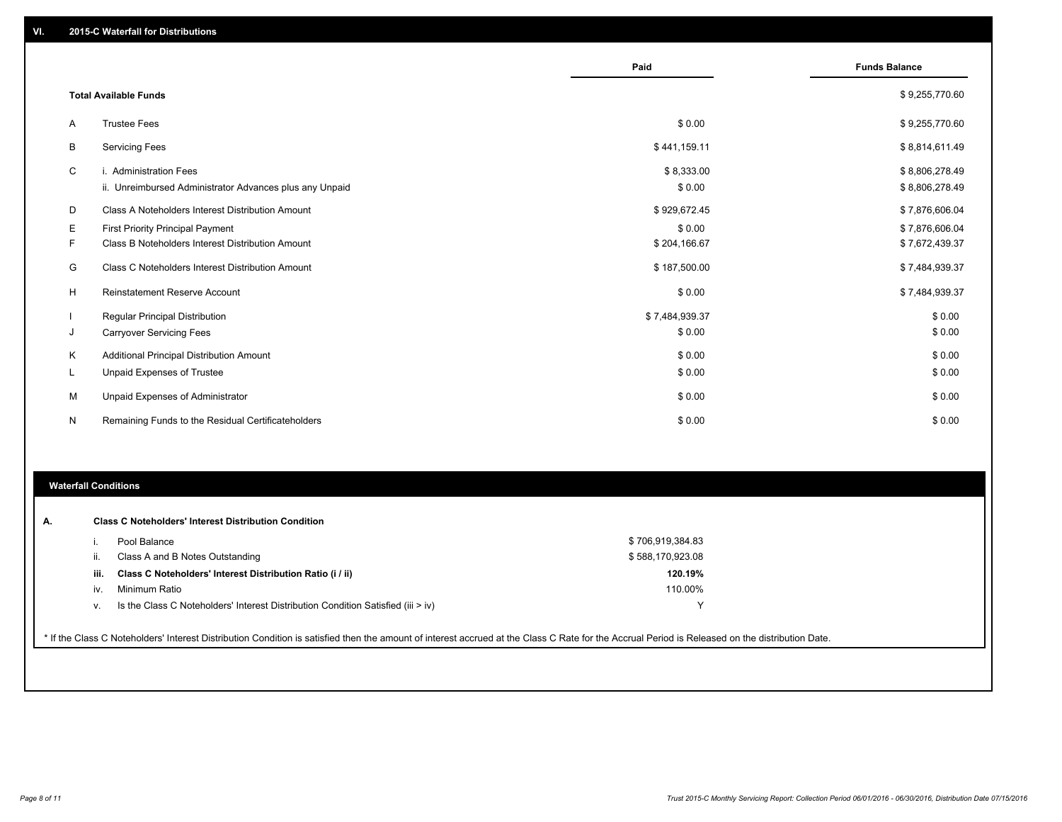## VI. 2015-C Waterfall for Distributions

| | | Paid | Funds Balance |
|---|---|---|---|
| | **Total Available Funds** | | $ 9,255,770.60 |
| A | Trustee Fees | $ 0.00 | $ 9,255,770.60 |
| B | Servicing Fees | $ 441,159.11 | $ 8,814,611.49 |
| C | i. Administration Fees | $ 8,333.00 | $ 8,806,278.49 |
| | ii. Unreimbursed Administrator Advances plus any Unpaid | $ 0.00 | $ 8,806,278.49 |
| D | Class A Noteholders Interest Distribution Amount | $ 929,672.45 | $ 7,876,606.04 |
| E | First Priority Principal Payment | $ 0.00 | $ 7,876,606.04 |
| F | Class B Noteholders Interest Distribution Amount | $ 204,166.67 | $ 7,672,439.37 |
| G | Class C Noteholders Interest Distribution Amount | $ 187,500.00 | $ 7,484,939.37 |
| H | Reinstatement Reserve Account | $ 0.00 | $ 7,484,939.37 |
| I | Regular Principal Distribution | $ 7,484,939.37 | $ 0.00 |
| J | Carryover Servicing Fees | $ 0.00 | $ 0.00 |
| K | Additional Principal Distribution Amount | $ 0.00 | $ 0.00 |
| L | Unpaid Expenses of Trustee | $ 0.00 | $ 0.00 |
| M | Unpaid Expenses of Administrator | $ 0.00 | $ 0.00 |
| N | Remaining Funds to the Residual Certificateholders | $ 0.00 | $ 0.00 |

## Waterfall Conditions

**A. Class C Noteholders' Interest Distribution Condition**

| | | |
|---|---|---|
| i. | Pool Balance | $ 706,919,384.83 |
| ii. | Class A and B Notes Outstanding | $ 588,170,923.08 |
| **iii.** | **Class C Noteholders' Interest Distribution Ratio (i / ii)** | **120.19%** |
| iv. | Minimum Ratio | 110.00% |
| v. | Is the Class C Noteholders' Interest Distribution Condition Satisfied (iii > iv) | Y |

* If the Class C Noteholders' Interest Distribution Condition is satisfied then the amount of interest accrued at the Class C Rate for the Accrual Period is Released on the distribution Date.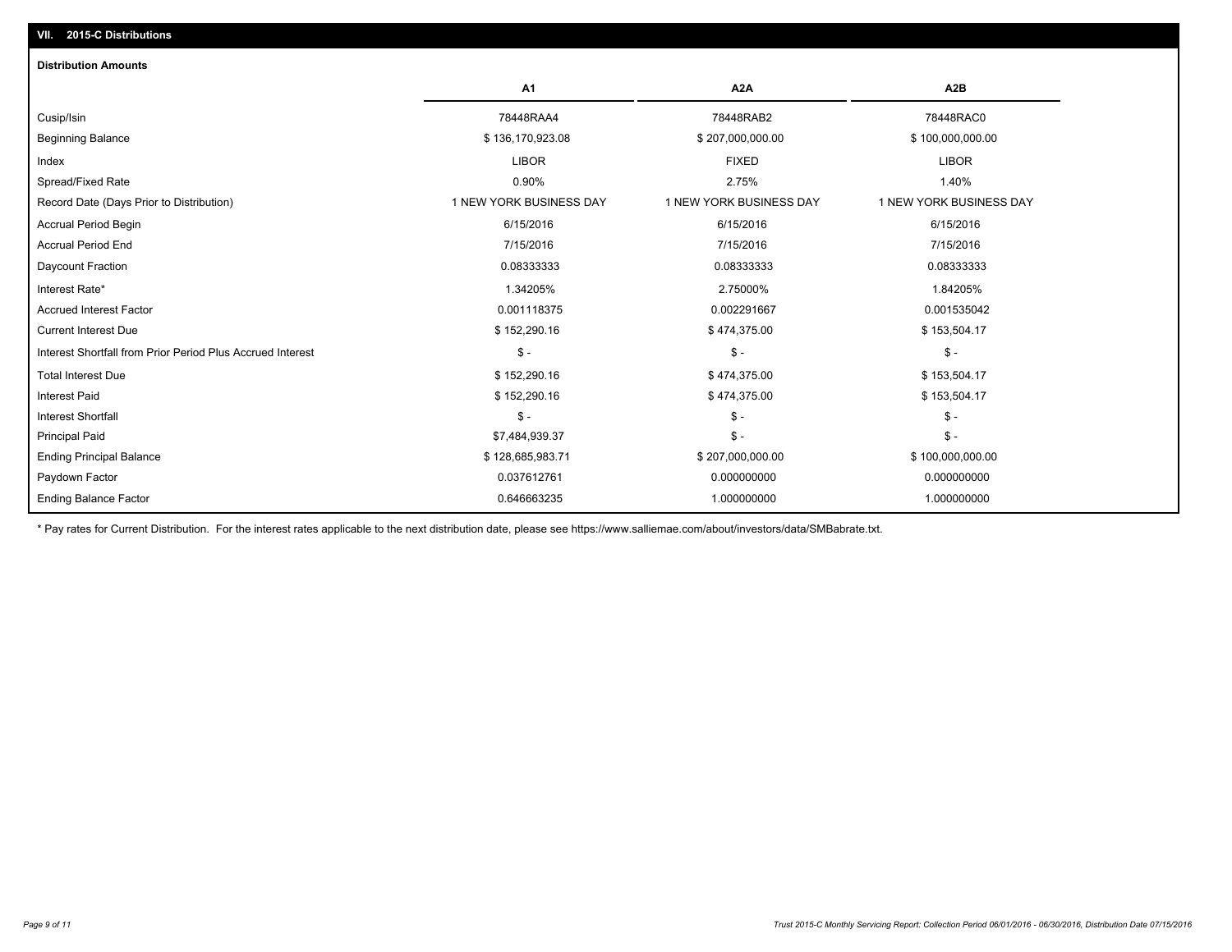## VII. 2015-C Distributions

### Distribution Amounts

| | A1 | A2A | A2B |
|---|---|---|---|
| Cusip/Isin | 78448RAA4 | 78448RAB2 | 78448RAC0 |
| Beginning Balance | $ 136,170,923.08 | $ 207,000,000.00 | $ 100,000,000.00 |
| Index | LIBOR | FIXED | LIBOR |
| Spread/Fixed Rate | 0.90% | 2.75% | 1.40% |
| Record Date (Days Prior to Distribution) | 1 NEW YORK BUSINESS DAY | 1 NEW YORK BUSINESS DAY | 1 NEW YORK BUSINESS DAY |
| Accrual Period Begin | 6/15/2016 | 6/15/2016 | 6/15/2016 |
| Accrual Period End | 7/15/2016 | 7/15/2016 | 7/15/2016 |
| Daycount Fraction | 0.08333333 | 0.08333333 | 0.08333333 |
| Interest Rate* | 1.34205% | 2.75000% | 1.84205% |
| Accrued Interest Factor | 0.001118375 | 0.002291667 | 0.001535042 |
| Current Interest Due | $ 152,290.16 | $ 474,375.00 | $ 153,504.17 |
| Interest Shortfall from Prior Period Plus Accrued Interest | $ - | $ - | $ - |
| Total Interest Due | $ 152,290.16 | $ 474,375.00 | $ 153,504.17 |
| Interest Paid | $ 152,290.16 | $ 474,375.00 | $ 153,504.17 |
| Interest Shortfall | $ - | $ - | $ - |
| Principal Paid | $7,484,939.37 | $ - | $ - |
| Ending Principal Balance | $ 128,685,983.71 | $ 207,000,000.00 | $ 100,000,000.00 |
| Paydown Factor | 0.037612761 | 0.000000000 | 0.000000000 |
| Ending Balance Factor | 0.646663235 | 1.000000000 | 1.000000000 |

* Pay rates for Current Distribution. For the interest rates applicable to the next distribution date, please see https://www.salliemae.com/about/investors/data/SMBabrate.txt.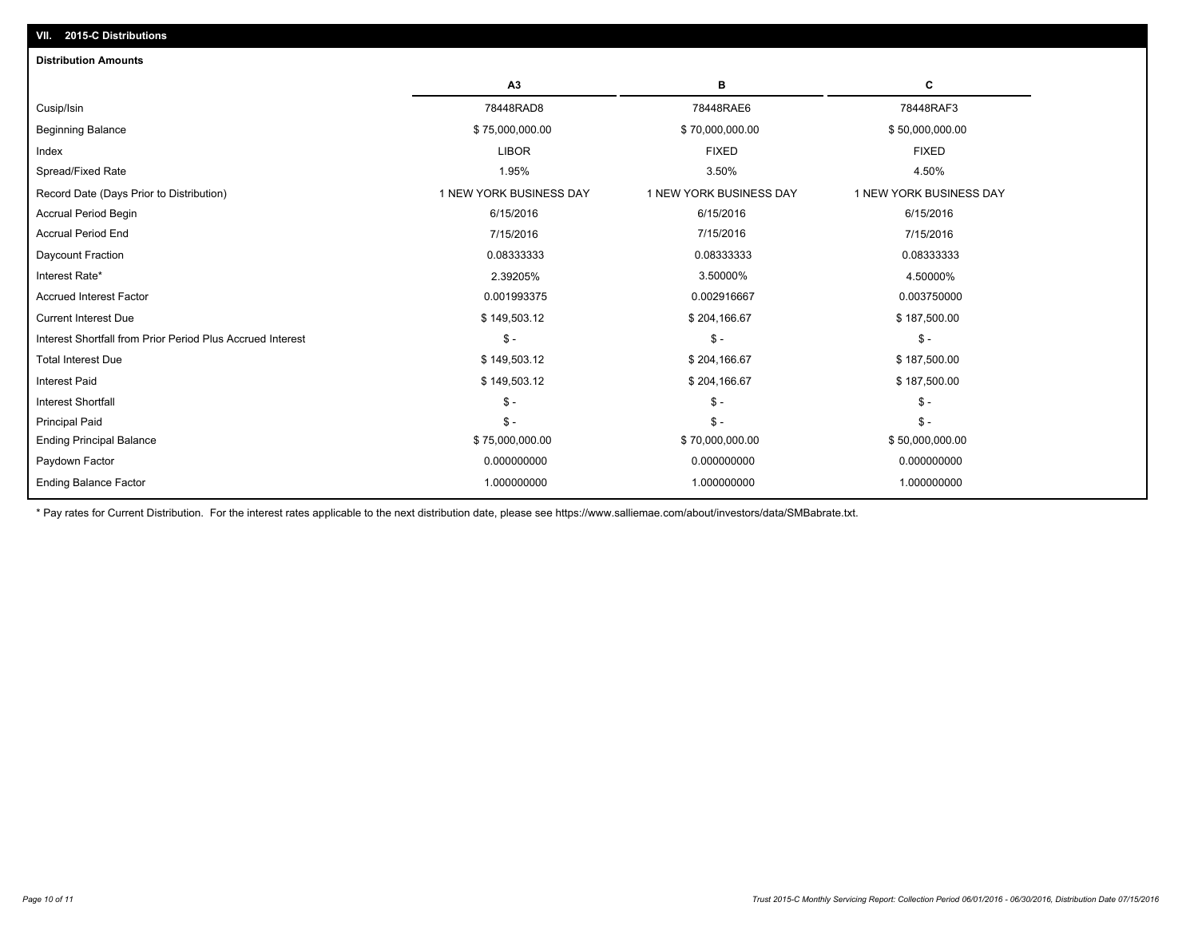## VII. 2015-C Distributions

### Distribution Amounts

| | A3 | B | C |
|---|---|---|---|
| Cusip/Isin | 78448RAD8 | 78448RAE6 | 78448RAF3 |
| Beginning Balance | $ 75,000,000.00 | $ 70,000,000.00 | $ 50,000,000.00 |
| Index | LIBOR | FIXED | FIXED |
| Spread/Fixed Rate | 1.95% | 3.50% | 4.50% |
| Record Date (Days Prior to Distribution) | 1 NEW YORK BUSINESS DAY | 1 NEW YORK BUSINESS DAY | 1 NEW YORK BUSINESS DAY |
| Accrual Period Begin | 6/15/2016 | 6/15/2016 | 6/15/2016 |
| Accrual Period End | 7/15/2016 | 7/15/2016 | 7/15/2016 |
| Daycount Fraction | 0.08333333 | 0.08333333 | 0.08333333 |
| Interest Rate* | 2.39205% | 3.50000% | 4.50000% |
| Accrued Interest Factor | 0.001993375 | 0.002916667 | 0.003750000 |
| Current Interest Due | $ 149,503.12 | $ 204,166.67 | $ 187,500.00 |
| Interest Shortfall from Prior Period Plus Accrued Interest | $ - | $ - | $ - |
| Total Interest Due | $ 149,503.12 | $ 204,166.67 | $ 187,500.00 |
| Interest Paid | $ 149,503.12 | $ 204,166.67 | $ 187,500.00 |
| Interest Shortfall | $ - | $ - | $ - |
| Principal Paid | $ - | $ - | $ - |
| Ending Principal Balance | $ 75,000,000.00 | $ 70,000,000.00 | $ 50,000,000.00 |
| Paydown Factor | 0.000000000 | 0.000000000 | 0.000000000 |
| Ending Balance Factor | 1.000000000 | 1.000000000 | 1.000000000 |

* Pay rates for Current Distribution. For the interest rates applicable to the next distribution date, please see https://www.salliemae.com/about/investors/data/SMBabrate.txt.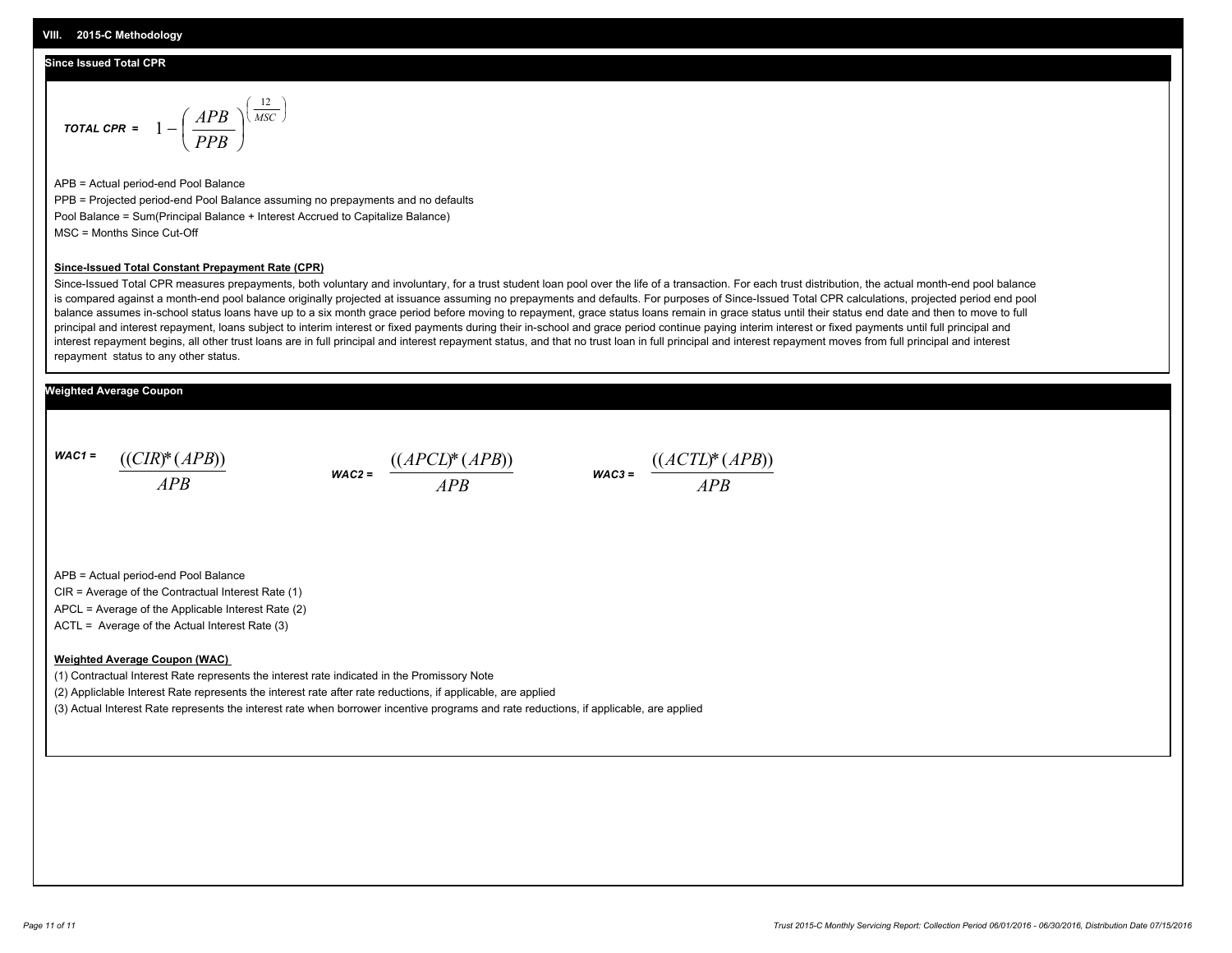## VIII. 2015-C Methodology

### Since Issued Total CPR

$$\textbf{TOTAL CPR} = 1 - \left(\frac{APB}{PPB}\right)^{\left(\frac{12}{MSC}\right)}$$

APB = Actual period-end Pool Balance

PPB = Projected period-end Pool Balance assuming no prepayments and no defaults

Pool Balance = Sum(Principal Balance + Interest Accrued to Capitalize Balance)

MSC = Months Since Cut-Off

**Since-Issued Total Constant Prepayment Rate (CPR)**

Since-Issued Total CPR measures prepayments, both voluntary and involuntary, for a trust student loan pool over the life of a transaction. For each trust distribution, the actual month-end pool balance is compared against a month-end pool balance originally projected at issuance assuming no prepayments and defaults. For purposes of Since-Issued Total CPR calculations, projected period end pool balance assumes in-school status loans have up to a six month grace period before moving to repayment, grace status loans remain in grace status until their status end date and then to move to full principal and interest repayment, loans subject to interim interest or fixed payments during their in-school and grace period continue paying interim interest or fixed payments until full principal and interest repayment begins, all other trust loans are in full principal and interest repayment status, and that no trust loan in full principal and interest repayment moves from full principal and interest repayment status to any other status.

### Weighted Average Coupon

$$\textbf{WAC1} = \frac{((CIR)*(APB))}{APB} \qquad \textbf{WAC2} = \frac{((APCL)*(APB))}{APB} \qquad \textbf{WAC3} = \frac{((ACTL)*(APB))}{APB}$$

APB = Actual period-end Pool Balance

CIR = Average of the Contractual Interest Rate (1)

APCL = Average of the Applicable Interest Rate (2)

ACTL = Average of the Actual Interest Rate (3)

**Weighted Average Coupon (WAC)**

(1) Contractual Interest Rate represents the interest rate indicated in the Promissory Note

(2) Appliclable Interest Rate represents the interest rate after rate reductions, if applicable, are applied

(3) Actual Interest Rate represents the interest rate when borrower incentive programs and rate reductions, if applicable, are applied